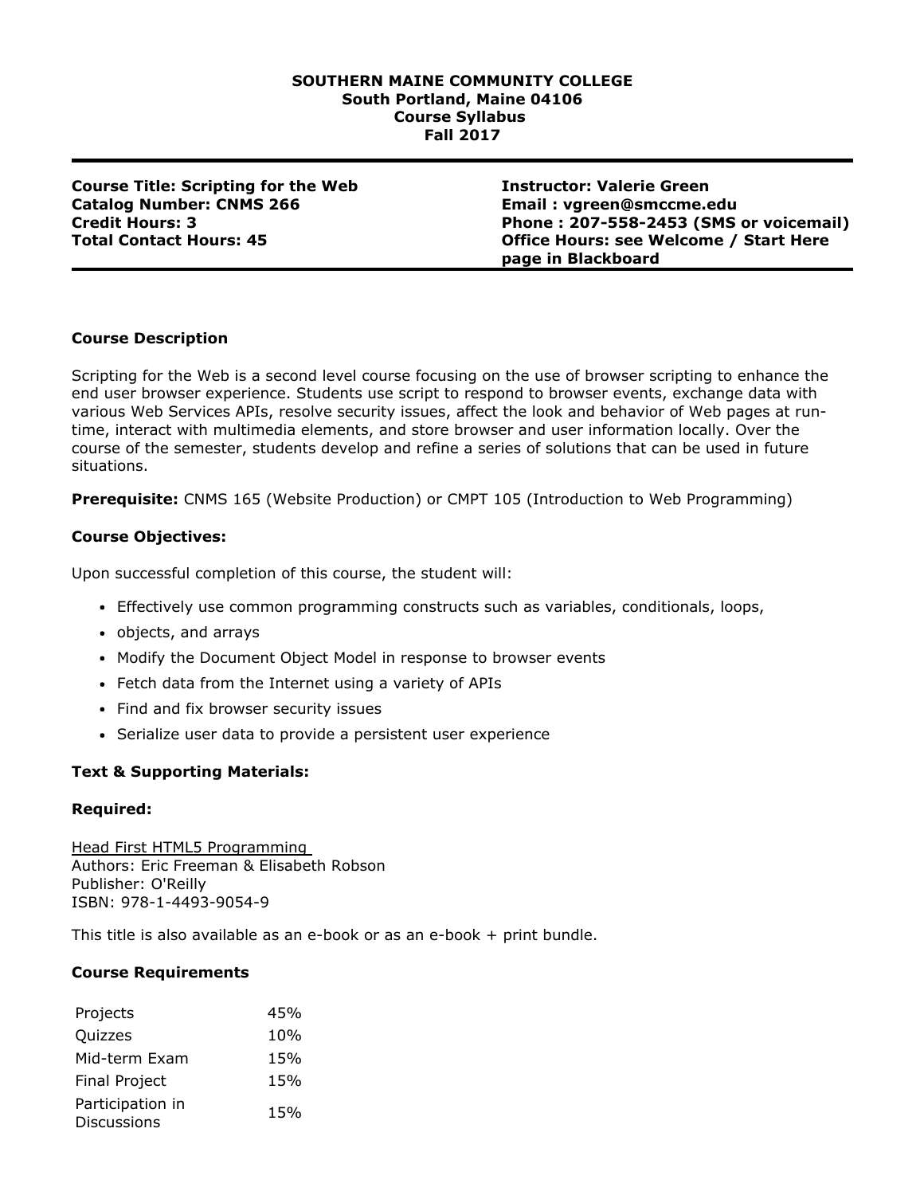**SOUTHERN MAINE COMMUNITY COLLEGE**
**South Portland, Maine 04106**
**Course Syllabus**
**Fall 2017**

---

**Course Title: Scripting for the Web**
**Catalog Number: CNMS 266**
**Credit Hours: 3**
**Total Contact Hours: 45**

**Instructor: Valerie Green**
**Email : vgreen@smccme.edu**
**Phone : 207-558-2453 (SMS or voicemail)**
**Office Hours: see Welcome / Start Here page in Blackboard**

---

### Course Description

Scripting for the Web is a second level course focusing on the use of browser scripting to enhance the end user browser experience. Students use script to respond to browser events, exchange data with various Web Services APIs, resolve security issues, affect the look and behavior of Web pages at run-time, interact with multimedia elements, and store browser and user information locally. Over the course of the semester, students develop and refine a series of solutions that can be used in future situations.

**Prerequisite:** CNMS 165 (Website Production) or CMPT 105 (Introduction to Web Programming)

### Course Objectives:

Upon successful completion of this course, the student will:

- Effectively use common programming constructs such as variables, conditionals, loops,
- objects, and arrays
- Modify the Document Object Model in response to browser events
- Fetch data from the Internet using a variety of APIs
- Find and fix browser security issues
- Serialize user data to provide a persistent user experience

### Text & Supporting Materials:

### Required:

Head First HTML5 Programming
Authors: Eric Freeman & Elisabeth Robson
Publisher: O'Reilly
ISBN: 978-1-4493-9054-9

This title is also available as an e-book or as an e-book + print bundle.

### Course Requirements

| Requirement | Weight |
|---|---|
| Projects | 45% |
| Quizzes | 10% |
| Mid-term Exam | 15% |
| Final Project | 15% |
| Participation in Discussions | 15% |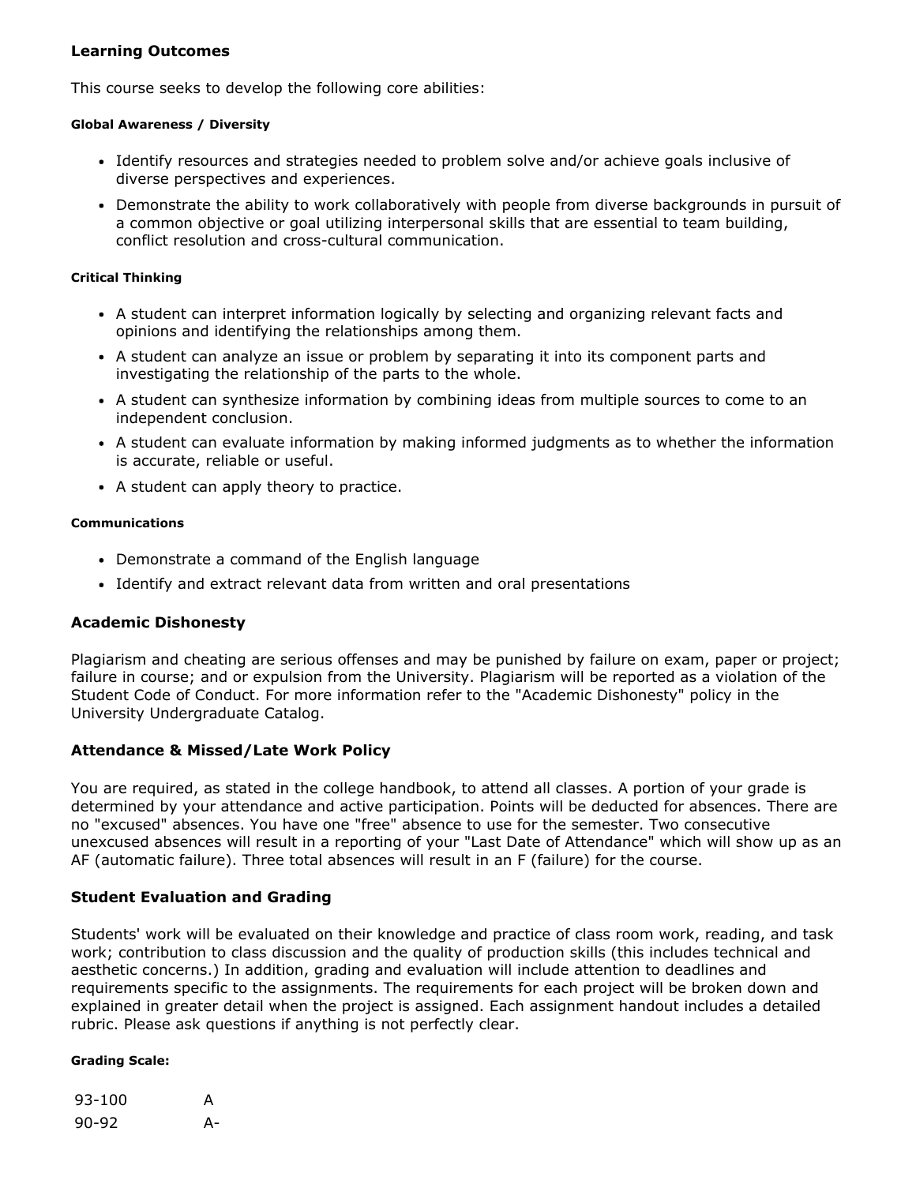## Learning Outcomes

This course seeks to develop the following core abilities:

#### Global Awareness / Diversity

- Identify resources and strategies needed to problem solve and/or achieve goals inclusive of diverse perspectives and experiences.
- Demonstrate the ability to work collaboratively with people from diverse backgrounds in pursuit of a common objective or goal utilizing interpersonal skills that are essential to team building, conflict resolution and cross-cultural communication.

#### Critical Thinking

- A student can interpret information logically by selecting and organizing relevant facts and opinions and identifying the relationships among them.
- A student can analyze an issue or problem by separating it into its component parts and investigating the relationship of the parts to the whole.
- A student can synthesize information by combining ideas from multiple sources to come to an independent conclusion.
- A student can evaluate information by making informed judgments as to whether the information is accurate, reliable or useful.
- A student can apply theory to practice.

#### Communications

- Demonstrate a command of the English language
- Identify and extract relevant data from written and oral presentations

## Academic Dishonesty

Plagiarism and cheating are serious offenses and may be punished by failure on exam, paper or project; failure in course; and or expulsion from the University. Plagiarism will be reported as a violation of the Student Code of Conduct. For more information refer to the "Academic Dishonesty" policy in the University Undergraduate Catalog.

## Attendance & Missed/Late Work Policy

You are required, as stated in the college handbook, to attend all classes. A portion of your grade is determined by your attendance and active participation. Points will be deducted for absences. There are no "excused" absences. You have one "free" absence to use for the semester. Two consecutive unexcused absences will result in a reporting of your "Last Date of Attendance" which will show up as an AF (automatic failure). Three total absences will result in an F (failure) for the course.

## Student Evaluation and Grading

Students' work will be evaluated on their knowledge and practice of class room work, reading, and task work; contribution to class discussion and the quality of production skills (this includes technical and aesthetic concerns.) In addition, grading and evaluation will include attention to deadlines and requirements specific to the assignments. The requirements for each project will be broken down and explained in greater detail when the project is assigned. Each assignment handout includes a detailed rubric. Please ask questions if anything is not perfectly clear.

#### Grading Scale:

| | |
|---|---|
| 93-100 | A |
| 90-92 | A- |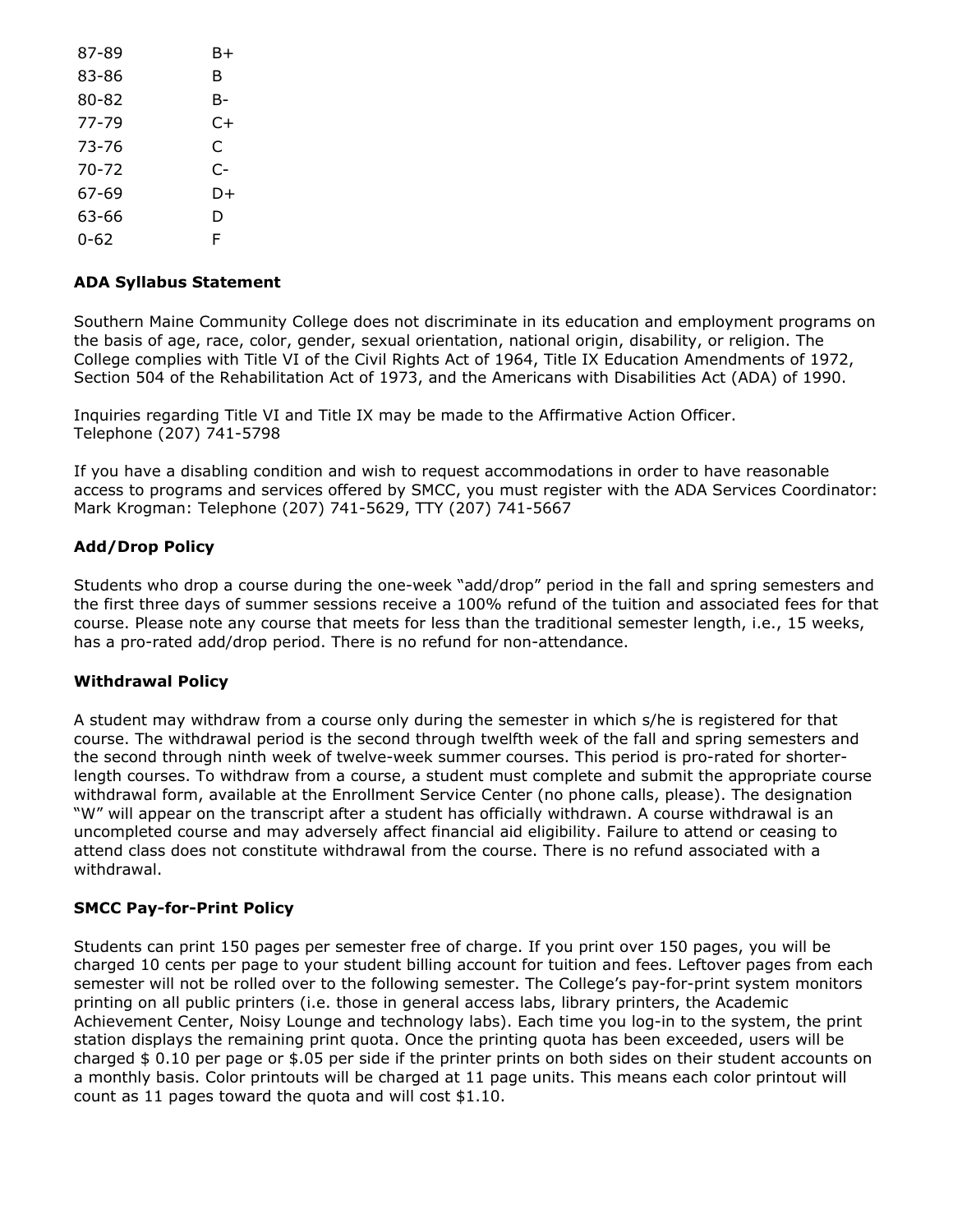| | |
|---|---|
| 87-89 | B+ |
| 83-86 | B |
| 80-82 | B- |
| 77-79 | C+ |
| 73-76 | C |
| 70-72 | C- |
| 67-69 | D+ |
| 63-66 | D |
| 0-62 | F |

**ADA Syllabus Statement**

Southern Maine Community College does not discriminate in its education and employment programs on the basis of age, race, color, gender, sexual orientation, national origin, disability, or religion. The College complies with Title VI of the Civil Rights Act of 1964, Title IX Education Amendments of 1972, Section 504 of the Rehabilitation Act of 1973, and the Americans with Disabilities Act (ADA) of 1990.

Inquiries regarding Title VI and Title IX may be made to the Affirmative Action Officer.
Telephone (207) 741-5798

If you have a disabling condition and wish to request accommodations in order to have reasonable access to programs and services offered by SMCC, you must register with the ADA Services Coordinator: Mark Krogman: Telephone (207) 741-5629, TTY (207) 741-5667

**Add/Drop Policy**

Students who drop a course during the one-week "add/drop" period in the fall and spring semesters and the first three days of summer sessions receive a 100% refund of the tuition and associated fees for that course. Please note any course that meets for less than the traditional semester length, i.e., 15 weeks, has a pro-rated add/drop period. There is no refund for non-attendance.

**Withdrawal Policy**

A student may withdraw from a course only during the semester in which s/he is registered for that course. The withdrawal period is the second through twelfth week of the fall and spring semesters and the second through ninth week of twelve-week summer courses. This period is pro-rated for shorter-length courses. To withdraw from a course, a student must complete and submit the appropriate course withdrawal form, available at the Enrollment Service Center (no phone calls, please). The designation "W" will appear on the transcript after a student has officially withdrawn. A course withdrawal is an uncompleted course and may adversely affect financial aid eligibility. Failure to attend or ceasing to attend class does not constitute withdrawal from the course. There is no refund associated with a withdrawal.

**SMCC Pay-for-Print Policy**

Students can print 150 pages per semester free of charge. If you print over 150 pages, you will be charged 10 cents per page to your student billing account for tuition and fees. Leftover pages from each semester will not be rolled over to the following semester. The College's pay-for-print system monitors printing on all public printers (i.e. those in general access labs, library printers, the Academic Achievement Center, Noisy Lounge and technology labs). Each time you log-in to the system, the print station displays the remaining print quota. Once the printing quota has been exceeded, users will be charged $ 0.10 per page or $.05 per side if the printer prints on both sides on their student accounts on a monthly basis. Color printouts will be charged at 11 page units. This means each color printout will count as 11 pages toward the quota and will cost $1.10.